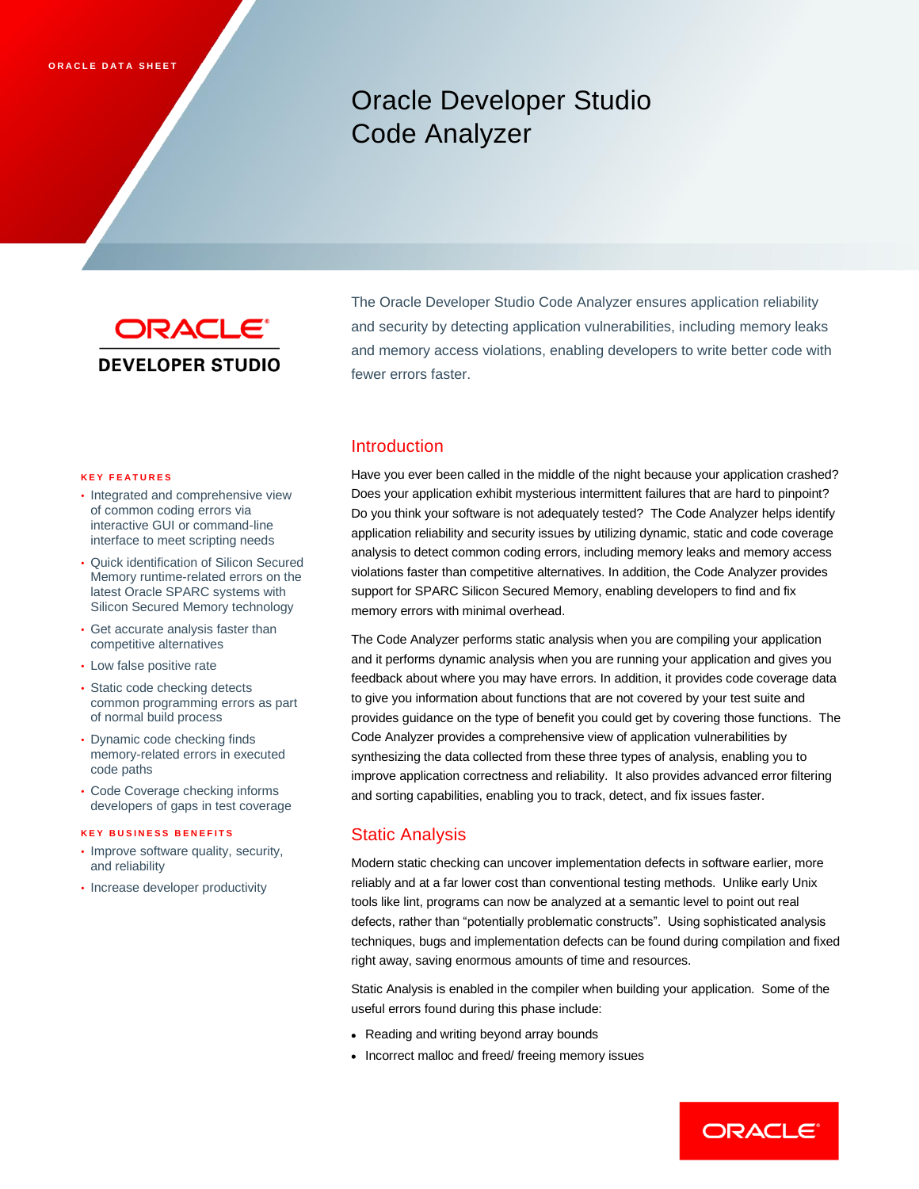ORACLE DATA SHEET

# Oracle Developer Studio Code Analyzer

ORACLE DEVELOPER STUDIO

The Oracle Developer Studio Code Analyzer ensures application reliability and security by detecting application vulnerabilities, including memory leaks and memory access violations, enabling developers to write better code with fewer errors faster.

## Introduction

Have you ever been called in the middle of the night because your application crashed? Does your application exhibit mysterious intermittent failures that are hard to pinpoint? Do you think your software is not adequately tested? The Code Analyzer helps identify application reliability and security issues by utilizing dynamic, static and code coverage analysis to detect common coding errors, including memory leaks and memory access violations faster than competitive alternatives. In addition, the Code Analyzer provides support for SPARC Silicon Secured Memory, enabling developers to find and fix memory errors with minimal overhead.

The Code Analyzer performs static analysis when you are compiling your application and it performs dynamic analysis when you are running your application and gives you feedback about where you may have errors. In addition, it provides code coverage data to give you information about functions that are not covered by your test suite and provides guidance on the type of benefit you could get by covering those functions. The Code Analyzer provides a comprehensive view of application vulnerabilities by synthesizing the data collected from these three types of analysis, enabling you to improve application correctness and reliability. It also provides advanced error filtering and sorting capabilities, enabling you to track, detect, and fix issues faster.

## Static Analysis

Modern static checking can uncover implementation defects in software earlier, more reliably and at a far lower cost than conventional testing methods. Unlike early Unix tools like lint, programs can now be analyzed at a semantic level to point out real defects, rather than “potentially problematic constructs”. Using sophisticated analysis techniques, bugs and implementation defects can be found during compilation and fixed right away, saving enormous amounts of time and resources.

Static Analysis is enabled in the compiler when building your application. Some of the useful errors found during this phase include:

- Reading and writing beyond array bounds
- Incorrect malloc and freed/ freeing memory issues

**KEY FEATURES**

- Integrated and comprehensive view of common coding errors via interactive GUI or command-line interface to meet scripting needs
- Quick identification of Silicon Secured Memory runtime-related errors on the latest Oracle SPARC systems with Silicon Secured Memory technology
- Get accurate analysis faster than competitive alternatives
- Low false positive rate
- Static code checking detects common programming errors as part of normal build process
- Dynamic code checking finds memory-related errors in executed code paths
- Code Coverage checking informs developers of gaps in test coverage

**KEY BUSINESS BENEFITS**

- Improve software quality, security, and reliability
- Increase developer productivity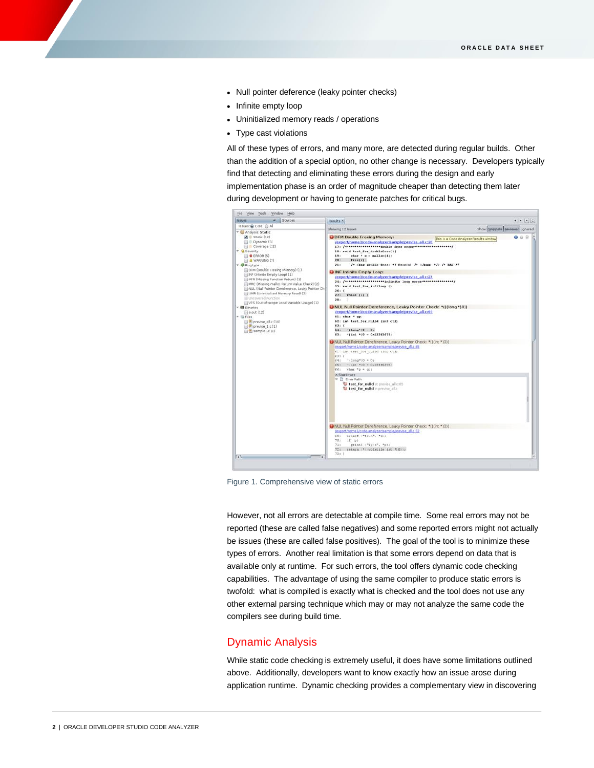- Null pointer deference (leaky pointer checks)
- Infinite empty loop
- Uninitialized memory reads / operations
- Type cast violations

All of these types of errors, and many more, are detected during regular builds. Other than the addition of a special option, no other change is necessary. Developers typically find that detecting and eliminating these errors during the design and early implementation phase is an order of magnitude cheaper than detecting them later during development or having to generate patches for critical bugs.

Figure 1. Comprehensive view of static errors

However, not all errors are detectable at compile time. Some real errors may not be reported (these are called false negatives) and some reported errors might not actually be issues (these are called false positives). The goal of the tool is to minimize these types of errors. Another real limitation is that some errors depend on data that is available only at runtime. For such errors, the tool offers dynamic code checking capabilities. The advantage of using the same compiler to produce static errors is twofold: what is compiled is exactly what is checked and the tool does not use any other external parsing technique which may or may not analyze the same code the compilers see during build time.

## Dynamic Analysis

While static code checking is extremely useful, it does have some limitations outlined above. Additionally, developers want to know exactly how an issue arose during application runtime. Dynamic checking provides a complementary view in discovering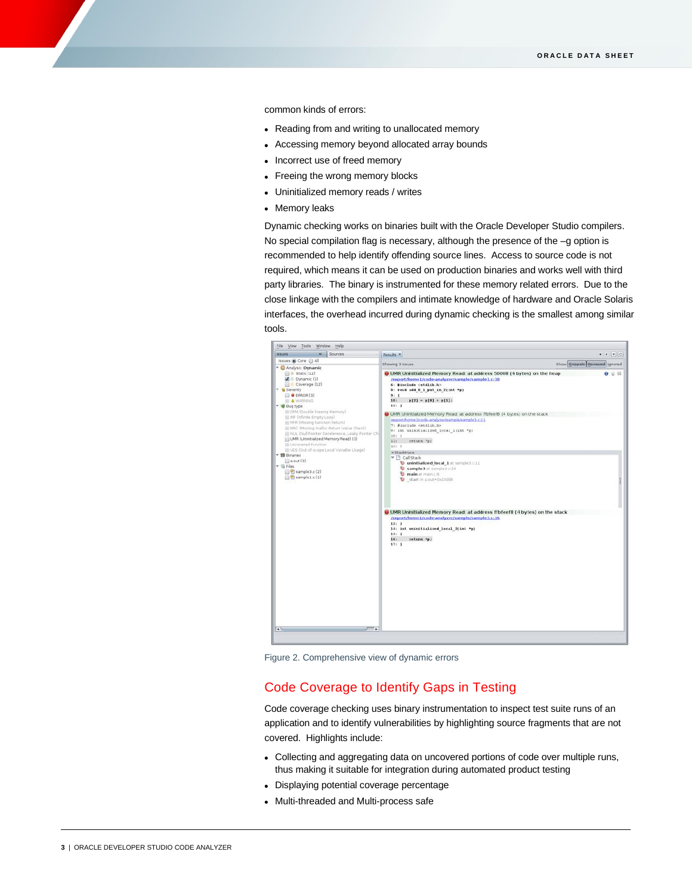common kinds of errors:

- Reading from and writing to unallocated memory
- Accessing memory beyond allocated array bounds
- Incorrect use of freed memory
- Freeing the wrong memory blocks
- Uninitialized memory reads / writes
- Memory leaks

Dynamic checking works on binaries built with the Oracle Developer Studio compilers. No special compilation flag is necessary, although the presence of the –g option is recommended to help identify offending source lines. Access to source code is not required, which means it can be used on production binaries and works well with third party libraries. The binary is instrumented for these memory related errors. Due to the close linkage with the compilers and intimate knowledge of hardware and Oracle Solaris interfaces, the overhead incurred during dynamic checking is the smallest among similar tools.

Figure 2. Comprehensive view of dynamic errors

## Code Coverage to Identify Gaps in Testing

Code coverage checking uses binary instrumentation to inspect test suite runs of an application and to identify vulnerabilities by highlighting source fragments that are not covered. Highlights include:

- Collecting and aggregating data on uncovered portions of code over multiple runs, thus making it suitable for integration during automated product testing
- Displaying potential coverage percentage
- Multi-threaded and Multi-process safe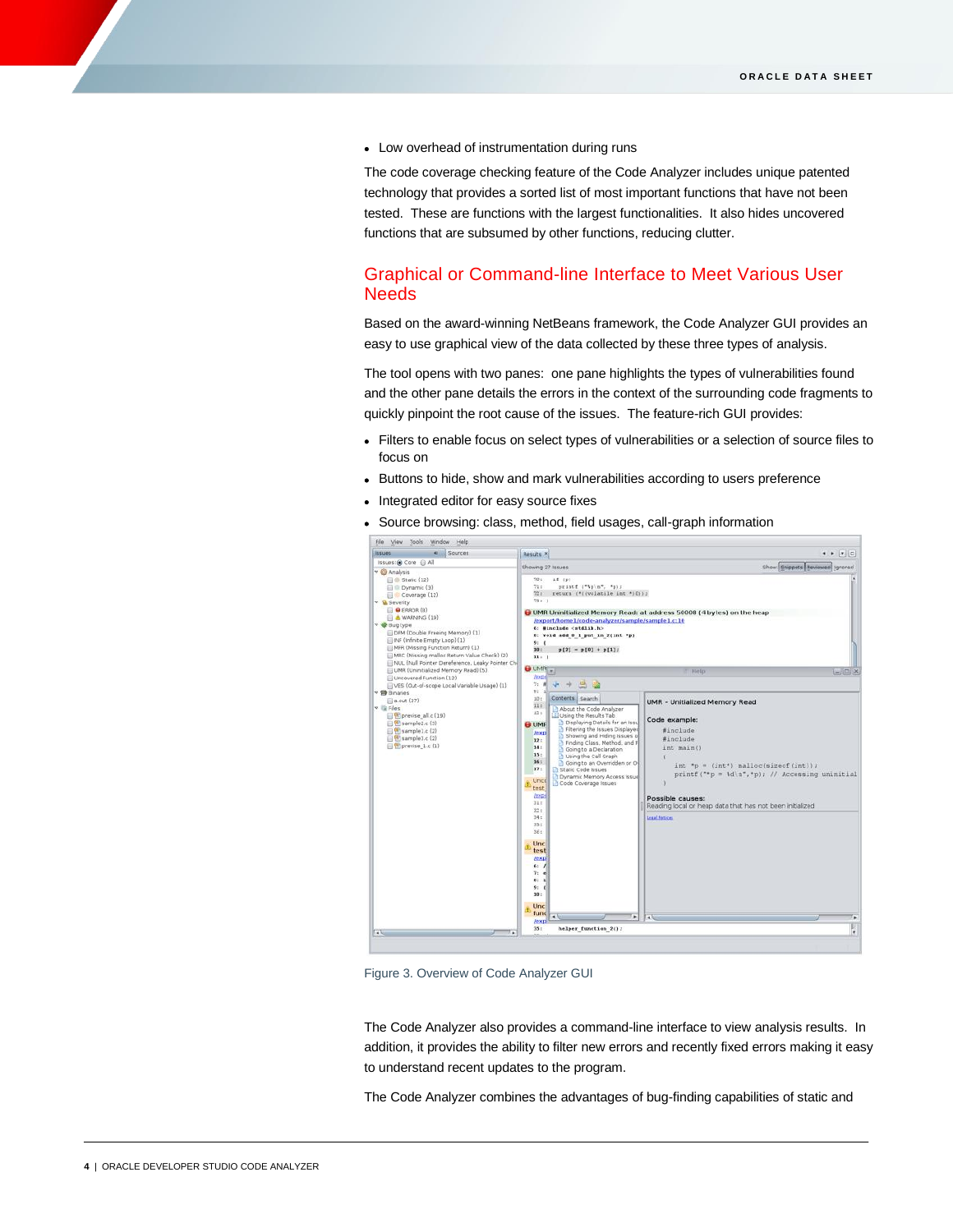- Low overhead of instrumentation during runs

The code coverage checking feature of the Code Analyzer includes unique patented technology that provides a sorted list of most important functions that have not been tested. These are functions with the largest functionalities. It also hides uncovered functions that are subsumed by other functions, reducing clutter.

## Graphical or Command-line Interface to Meet Various User Needs

Based on the award-winning NetBeans framework, the Code Analyzer GUI provides an easy to use graphical view of the data collected by these three types of analysis.

The tool opens with two panes: one pane highlights the types of vulnerabilities found and the other pane details the errors in the context of the surrounding code fragments to quickly pinpoint the root cause of the issues. The feature-rich GUI provides:

- Filters to enable focus on select types of vulnerabilities or a selection of source files to focus on
- Buttons to hide, show and mark vulnerabilities according to users preference
- Integrated editor for easy source fixes
- Source browsing: class, method, field usages, call-graph information

Figure 3. Overview of Code Analyzer GUI

The Code Analyzer also provides a command-line interface to view analysis results. In addition, it provides the ability to filter new errors and recently fixed errors making it easy to understand recent updates to the program.

The Code Analyzer combines the advantages of bug-finding capabilities of static and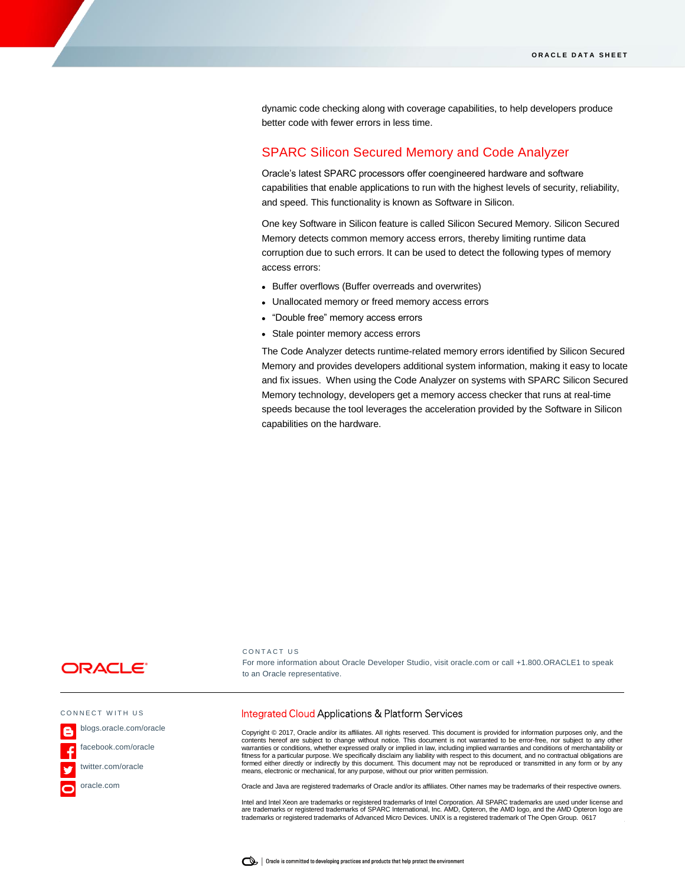dynamic code checking along with coverage capabilities, to help developers produce better code with fewer errors in less time.

## SPARC Silicon Secured Memory and Code Analyzer

Oracle's latest SPARC processors offer coengineered hardware and software capabilities that enable applications to run with the highest levels of security, reliability, and speed. This functionality is known as Software in Silicon.

One key Software in Silicon feature is called Silicon Secured Memory. Silicon Secured Memory detects common memory access errors, thereby limiting runtime data corruption due to such errors. It can be used to detect the following types of memory access errors:

- Buffer overflows (Buffer overreads and overwrites)
- Unallocated memory or freed memory access errors
- "Double free" memory access errors
- Stale pointer memory access errors

The Code Analyzer detects runtime-related memory errors identified by Silicon Secured Memory and provides developers additional system information, making it easy to locate and fix issues. When using the Code Analyzer on systems with SPARC Silicon Secured Memory technology, developers get a memory access checker that runs at real-time speeds because the tool leverages the acceleration provided by the Software in Silicon capabilities on the hardware.

ORACLE

CONTACT US

For more information about Oracle Developer Studio, visit oracle.com or call +1.800.ORACLE1 to speak to an Oracle representative.

CONNECT WITH US

- blogs.oracle.com/oracle
- facebook.com/oracle
- twitter.com/oracle
- oracle.com

Integrated Cloud Applications & Platform Services

Copyright © 2017, Oracle and/or its affiliates. All rights reserved. This document is provided for information purposes only, and the contents hereof are subject to change without notice. This document is not warranted to be error-free, nor subject to any other warranties or conditions, whether expressed orally or implied in law, including implied warranties and conditions of merchantability or fitness for a particular purpose. We specifically disclaim any liability with respect to this document, and no contractual obligations are formed either directly or indirectly by this document. This document may not be reproduced or transmitted in any form or by any means, electronic or mechanical, for any purpose, without our prior written permission.

Oracle and Java are registered trademarks of Oracle and/or its affiliates. Other names may be trademarks of their respective owners.

Intel and Intel Xeon are trademarks or registered trademarks of Intel Corporation. All SPARC trademarks are used under license and are trademarks or registered trademarks of SPARC International, Inc. AMD, Opteron, the AMD logo, and the AMD Opteron logo are trademarks or registered trademarks of Advanced Micro Devices. UNIX is a registered trademark of The Open Group. 0617

Oracle is committed to developing practices and products that help protect the environment